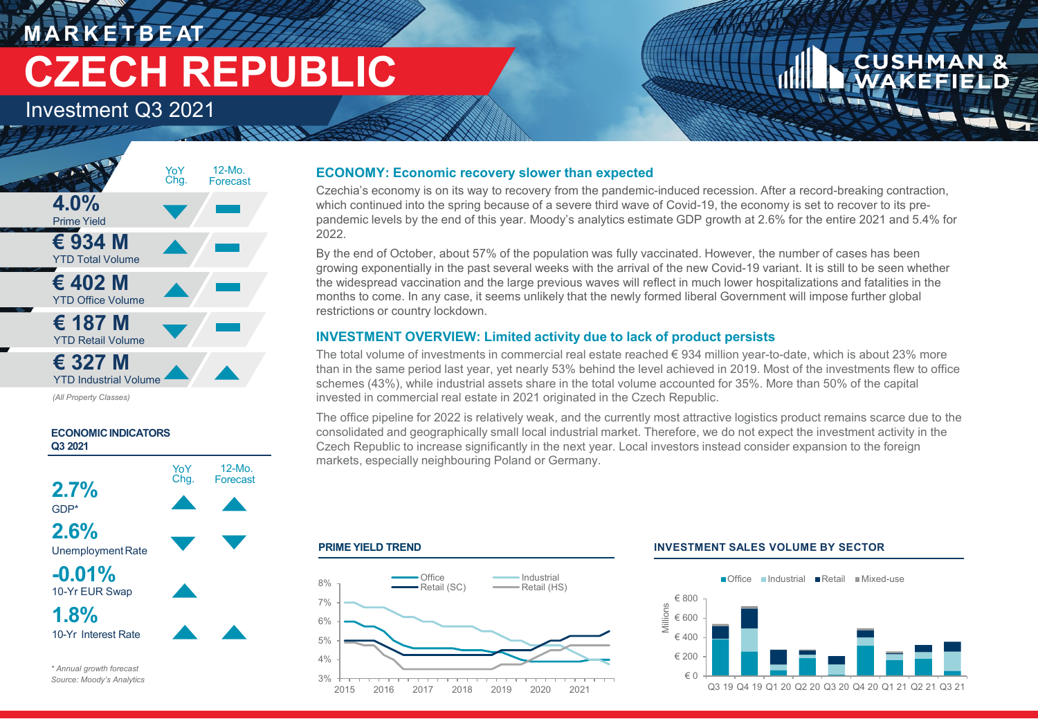# MARKETBEAT

# CZECH REPUBLIC

## Investment Q3 2021

| | YoY Chg. | 12-Mo. Forecast |
|---|---|---|
| **4.0%** Prime Yield | ▼ | ▬ |
| **€ 934 M** YTD Total Volume | ▲ | ▬ |
| **€ 402 M** YTD Office Volume | ▲ | ▬ |
| **€ 187 M** YTD Retail Volume | ▼ | ▬ |
| **€ 327 M** YTD Industrial Volume | ▲ | ▲ |

*(All Property Classes)*

### ECONOMIC INDICATORS Q3 2021

| | YoY Chg. | 12-Mo. Forecast |
|---|---|---|
| **2.7%** GDP* | ▲ | ▲ |
| **2.6%** Unemployment Rate | ▼ | ▼ |
| **-0.01%** 10-Yr EUR Swap | ▲ | |
| **1.8%** 10-Yr Interest Rate | ▲ | ▲ |

*\* Annual growth forecast*
*Source: Moody's Analytics*

### ECONOMY: Economic recovery slower than expected

Czechia's economy is on its way to recovery from the pandemic-induced recession. After a record-breaking contraction, which continued into the spring because of a severe third wave of Covid-19, the economy is set to recover to its pre-pandemic levels by the end of this year. Moody's analytics estimate GDP growth at 2.6% for the entire 2021 and 5.4% for 2022.

By the end of October, about 57% of the population was fully vaccinated. However, the number of cases has been growing exponentially in the past several weeks with the arrival of the new Covid-19 variant. It is still to be seen whether the widespread vaccination and the large previous waves will reflect in much lower hospitalizations and fatalities in the months to come. In any case, it seems unlikely that the newly formed liberal Government will impose further global restrictions or country lockdown.

### INVESTMENT OVERVIEW: Limited activity due to lack of product persists

The total volume of investments in commercial real estate reached € 934 million year-to-date, which is about 23% more than in the same period last year, yet nearly 53% behind the level achieved in 2019. Most of the investments flew to office schemes (43%), while industrial assets share in the total volume accounted for 35%. More than 50% of the capital invested in commercial real estate in 2021 originated in the Czech Republic.

The office pipeline for 2022 is relatively weak, and the currently most attractive logistics product remains scarce due to the consolidated and geographically small local industrial market. Therefore, we do not expect the investment activity in the Czech Republic to increase significantly in the next year. Local investors instead consider expansion to the foreign markets, especially neighbouring Poland or Germany.

### PRIME YIELD TREND

Office, Industrial, Retail (SC), Retail (HS) — 2015–2021 (3%–8%)

### INVESTMENT SALES VOLUME BY SECTOR

Office, Industrial, Retail, Mixed-use — Q3 19 to Q3 21 (€ Millions, € 0–€ 800)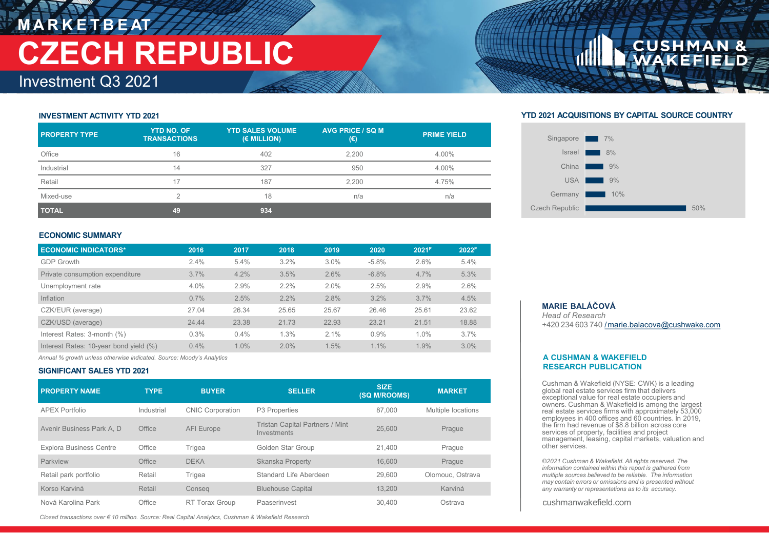# MARKETBEAT

# CZECH REPUBLIC

## Investment Q3 2021

### INVESTMENT ACTIVITY YTD 2021

| PROPERTY TYPE | YTD NO. OF TRANSACTIONS | YTD SALES VOLUME (€ MILLION) | AVG PRICE / SQ M (€) | PRIME YIELD |
|---|---|---|---|---|
| Office | 16 | 402 | 2,200 | 4.00% |
| Industrial | 14 | 327 | 950 | 4.00% |
| Retail | 17 | 187 | 2,200 | 4.75% |
| Mixed-use | 2 | 18 | n/a | n/a |
| **TOTAL** | **49** | **934** | | |

### YTD 2021 ACQUISITIONS BY CAPITAL SOURCE COUNTRY

Singapore 7%
Israel 8%
China 9%
USA 9%
Germany 10%
Czech Republic 50%

### ECONOMIC SUMMARY

| ECONOMIC INDICATORS* | 2016 | 2017 | 2018 | 2019 | 2020 | 2021F | 2022F |
|---|---|---|---|---|---|---|---|
| GDP Growth | 2.4% | 5.4% | 3.2% | 3.0% | -5.8% | 2.6% | 5.4% |
| Private consumption expenditure | 3.7% | 4.2% | 3.5% | 2.6% | -6.8% | 4.7% | 5.3% |
| Unemployment rate | 4.0% | 2.9% | 2.2% | 2.0% | 2.5% | 2.9% | 2.6% |
| Inflation | 0.7% | 2.5% | 2.2% | 2.8% | 3.2% | 3.7% | 4.5% |
| CZK/EUR (average) | 27.04 | 26.34 | 25.65 | 25.67 | 26.46 | 25.61 | 23.62 |
| CZK/USD (average) | 24.44 | 23.38 | 21.73 | 22.93 | 23.21 | 21.51 | 18.88 |
| Interest Rates: 3-month (%) | 0.3% | 0.4% | 1.3% | 2.1% | 0.9% | 1.0% | 3.7% |
| Interest Rates: 10-year bond yield (%) | 0.4% | 1.0% | 2.0% | 1.5% | 1.1% | 1.9% | 3.0% |

*Annual % growth unless otherwise indicated. Source: Moody's Analytics*

### SIGNIFICANT SALES YTD 2021

| PROPERTY NAME | TYPE | BUYER | SELLER | SIZE (SQ M/ROOMS) | MARKET |
|---|---|---|---|---|---|
| APEX Portfolio | Industrial | CNIC Corporation | P3 Properties | 87,000 | Multiple locations |
| Avenir Business Park A, D | Office | AFI Europe | Tristan Capital Partners / Mint Investments | 25,600 | Prague |
| Explora Business Centre | Office | Trigea | Golden Star Group | 21,400 | Prague |
| Parkview | Office | DEKA | Skanska Property | 16,600 | Prague |
| Retail park portfolio | Retail | Trigea | Standard Life Aberdeen | 29,600 | Olomouc, Ostrava |
| Korso Karviná | Retail | Conseq | Bluehouse Capital | 13,200 | Karviná |
| Nová Karolina Park | Office | RT Torax Group | Paaserinvest | 30,400 | Ostrava |

*Closed transactions over € 10 million. Source: Real Capital Analytics, Cushman & Wakefield Research*

**MARIE BALÁČOVÁ**
*Head of Research*
+420 234 603 740 / marie.balacova@cushwake.com

### A CUSHMAN & WAKEFIELD RESEARCH PUBLICATION

Cushman & Wakefield (NYSE: CWK) is a leading global real estate services firm that delivers exceptional value for real estate occupiers and owners. Cushman & Wakefield is among the largest real estate services firms with approximately 53,000 employees in 400 offices and 60 countries. In 2019, the firm had revenue of $8.8 billion across core services of property, facilities and project management, leasing, capital markets, valuation and other services.

*©2021 Cushman & Wakefield. All rights reserved. The information contained within this report is gathered from multiple sources believed to be reliable. The information may contain errors or omissions and is presented without any warranty or representations as to its accuracy.*

cushmanwakefield.com